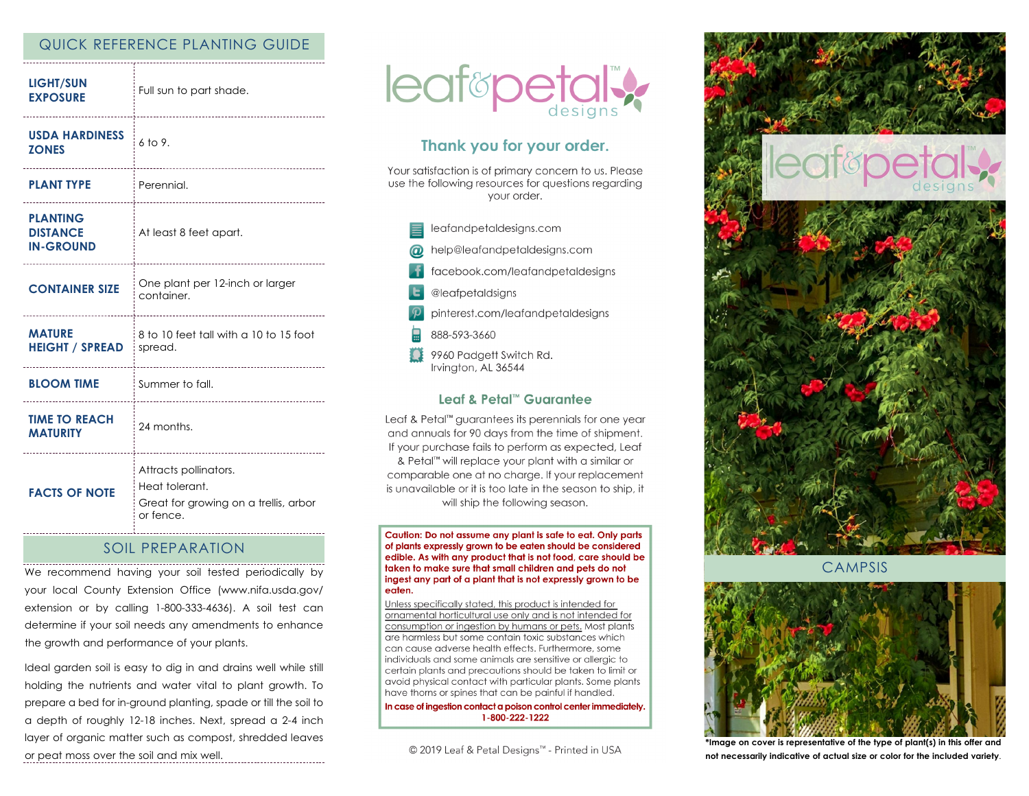## QUICK REFERENCE PLANTING GUIDE

| | |
|---|---|
| **LIGHT/SUN EXPOSURE** | Full sun to part shade. |
| **USDA HARDINESS ZONES** | 6 to 9. |
| **PLANT TYPE** | Perennial. |
| **PLANTING DISTANCE IN-GROUND** | At least 8 feet apart. |
| **CONTAINER SIZE** | One plant per 12-inch or larger container. |
| **MATURE HEIGHT / SPREAD** | 8 to 10 feet tall with a 10 to 15 foot spread. |
| **BLOOM TIME** | Summer to fall. |
| **TIME TO REACH MATURITY** | 24 months. |
| **FACTS OF NOTE** | Attracts pollinators.<br>Heat tolerant.<br>Great for growing on a trellis, arbor or fence. |

## SOIL PREPARATION

We recommend having your soil tested periodically by your local County Extension Office (www.nifa.usda.gov/extension or by calling 1-800-333-4636). A soil test can determine if your soil needs any amendments to enhance the growth and performance of your plants.

Ideal garden soil is easy to dig in and drains well while still holding the nutrients and water vital to plant growth. To prepare a bed for in-ground planting, spade or till the soil to a depth of roughly 12-18 inches. Next, spread a 2-4 inch layer of organic matter such as compost, shredded leaves or peat moss over the soil and mix well.

leaf&petal™ designs

## Thank you for your order.

Your satisfaction is of primary concern to us. Please use the following resources for questions regarding your order.

- leafandpetaldesigns.com
- help@leafandpetaldesigns.com
- facebook.com/leafandpetaldesigns
- @leafpetaldsigns
- pinterest.com/leafandpetaldesigns
- 888-593-3660
- 9960 Padgett Switch Rd.
  Irvington, AL 36544

### Leaf & Petal™ Guarantee

Leaf & Petal™ guarantees its perennials for one year and annuals for 90 days from the time of shipment. If your purchase fails to perform as expected, Leaf & Petal™ will replace your plant with a similar or comparable one at no charge. If your replacement is unavailable or it is too late in the season to ship, it will ship the following season.

**Caution: Do not assume any plant is safe to eat. Only parts of plants expressly grown to be eaten should be considered edible. As with any product that is not food, care should be taken to make sure that small children and pets do not ingest any part of a plant that is not expressly grown to be eaten.**

Unless specifically stated, this product is intended for ornamental horticultural use only and is not intended for consumption or ingestion by humans or pets. Most plants are harmless but some contain toxic substances which can cause adverse health effects. Furthermore, some individuals and some animals are sensitive or allergic to certain plants and precautions should be taken to limit or avoid physical contact with particular plants. Some plants have thorns or spines that can be painful if handled.

**In case of ingestion contact a poison control center immediately. 1-800-222-1222**

© 2019 Leaf & Petal Designs™ - Printed in USA

leaf&petal™ designs

## CAMPSIS

**\*Image on cover is representative of the type of plant(s) in this offer and not necessarily indicative of actual size or color for the included variety.**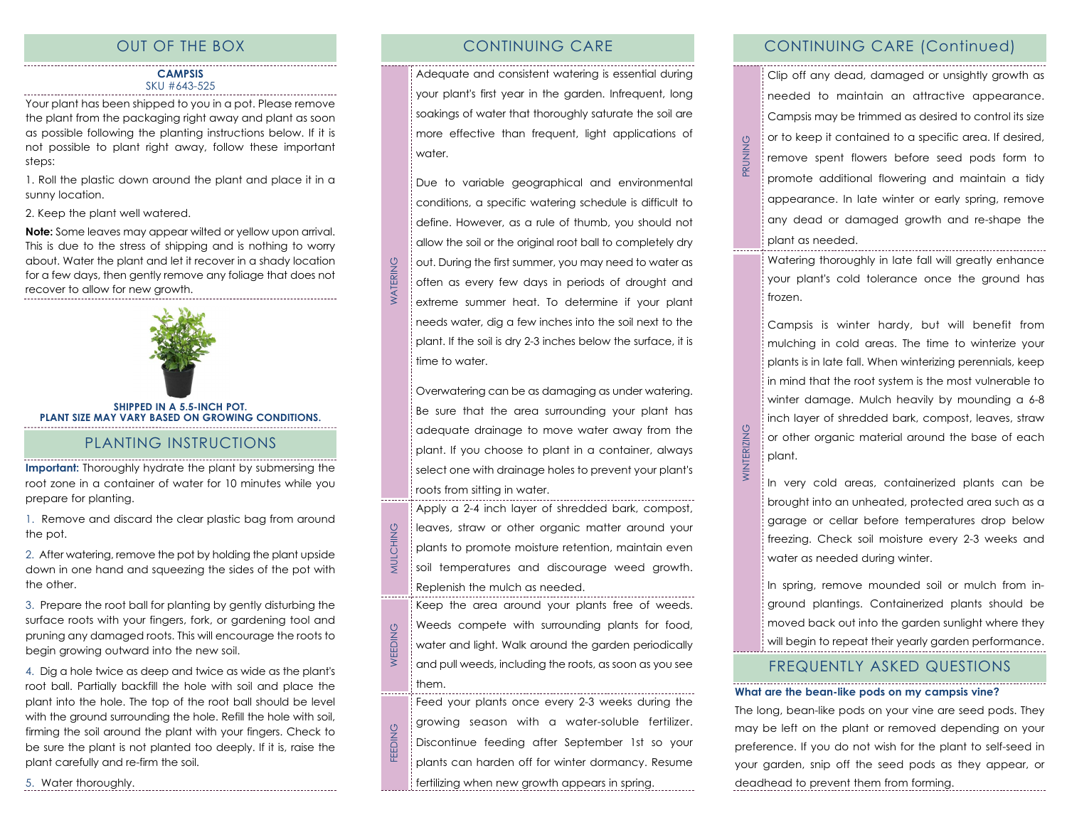## OUT OF THE BOX

**CAMPSIS**
SKU #643-525

Your plant has been shipped to you in a pot. Please remove the plant from the packaging right away and plant as soon as possible following the planting instructions below. If it is not possible to plant right away, follow these important steps:

1. Roll the plastic down around the plant and place it in a sunny location.

2. Keep the plant well watered.

**Note:** Some leaves may appear wilted or yellow upon arrival. This is due to the stress of shipping and is nothing to worry about. Water the plant and let it recover in a shady location for a few days, then gently remove any foliage that does not recover to allow for new growth.

**SHIPPED IN A 5.5-INCH POT.**
**PLANT SIZE MAY VARY BASED ON GROWING CONDITIONS.**

## PLANTING INSTRUCTIONS

**Important:** Thoroughly hydrate the plant by submersing the root zone in a container of water for 10 minutes while you prepare for planting.

1. Remove and discard the clear plastic bag from around the pot.

2. After watering, remove the pot by holding the plant upside down in one hand and squeezing the sides of the pot with the other.

3. Prepare the root ball for planting by gently disturbing the surface roots with your fingers, fork, or gardening tool and pruning any damaged roots. This will encourage the roots to begin growing outward into the new soil.

4. Dig a hole twice as deep and twice as wide as the plant's root ball. Partially backfill the hole with soil and place the plant into the hole. The top of the root ball should be level with the ground surrounding the hole. Refill the hole with soil, firming the soil around the plant with your fingers. Check to be sure the plant is not planted too deeply. If it is, raise the plant carefully and re-firm the soil.

5. Water thoroughly.

## CONTINUING CARE

### WATERING

Adequate and consistent watering is essential during your plant's first year in the garden. Infrequent, long soakings of water that thoroughly saturate the soil are more effective than frequent, light applications of water.

Due to variable geographical and environmental conditions, a specific watering schedule is difficult to define. However, as a rule of thumb, you should not allow the soil or the original root ball to completely dry out. During the first summer, you may need to water as often as every few days in periods of drought and extreme summer heat. To determine if your plant needs water, dig a few inches into the soil next to the plant. If the soil is dry 2-3 inches below the surface, it is time to water.

Overwatering can be as damaging as under watering. Be sure that the area surrounding your plant has adequate drainage to move water away from the plant. If you choose to plant in a container, always select one with drainage holes to prevent your plant's roots from sitting in water.

### MULCHING

Apply a 2-4 inch layer of shredded bark, compost, leaves, straw or other organic matter around your plants to promote moisture retention, maintain even soil temperatures and discourage weed growth. Replenish the mulch as needed.

### WEEDING

Keep the area around your plants free of weeds. Weeds compete with surrounding plants for food, water and light. Walk around the garden periodically and pull weeds, including the roots, as soon as you see them.

### FEEDING

Feed your plants once every 2-3 weeks during the growing season with a water-soluble fertilizer. Discontinue feeding after September 1st so your plants can harden off for winter dormancy. Resume fertilizing when new growth appears in spring.

## CONTINUING CARE (Continued)

### PRUNING

Clip off any dead, damaged or unsightly growth as needed to maintain an attractive appearance. Campsis may be trimmed as desired to control its size or to keep it contained to a specific area. If desired, remove spent flowers before seed pods form to promote additional flowering and maintain a tidy appearance. In late winter or early spring, remove any dead or damaged growth and re-shape the plant as needed.

### WINTERIZING

Watering thoroughly in late fall will greatly enhance your plant's cold tolerance once the ground has frozen.

Campsis is winter hardy, but will benefit from mulching in cold areas. The time to winterize your plants is in late fall. When winterizing perennials, keep in mind that the root system is the most vulnerable to winter damage. Mulch heavily by mounding a 6-8 inch layer of shredded bark, compost, leaves, straw or other organic material around the base of each plant.

In very cold areas, containerized plants can be brought into an unheated, protected area such as a garage or cellar before temperatures drop below freezing. Check soil moisture every 2-3 weeks and water as needed during winter.

In spring, remove mounded soil or mulch from in-ground plantings. Containerized plants should be moved back out into the garden sunlight where they will begin to repeat their yearly garden performance.

## FREQUENTLY ASKED QUESTIONS

**What are the bean-like pods on my campsis vine?**

The long, bean-like pods on your vine are seed pods. They may be left on the plant or removed depending on your preference. If you do not wish for the plant to self-seed in your garden, snip off the seed pods as they appear, or deadhead to prevent them from forming.